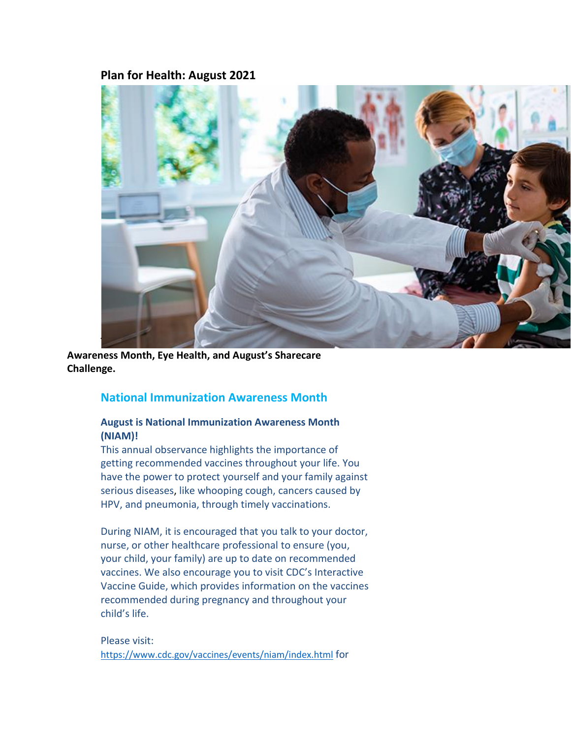**Plan for Health: August 2021**

**Awareness Month, Eye Health, and August's Sharecare Challenge.**

## National Immunization Awareness Month

### August is National Immunization Awareness Month (NIAM)!

This annual observance highlights the importance of getting recommended vaccines throughout your life. You have the power to protect yourself and your family against serious diseases, like whooping cough, cancers caused by HPV, and pneumonia, through timely vaccinations.

During NIAM, it is encouraged that you talk to your doctor, nurse, or other healthcare professional to ensure (you, your child, your family) are up to date on recommended vaccines. We also encourage you to visit CDC's Interactive Vaccine Guide, which provides information on the vaccines recommended during pregnancy and throughout your child's life.

Please visit: https://www.cdc.gov/vaccines/events/niam/index.html for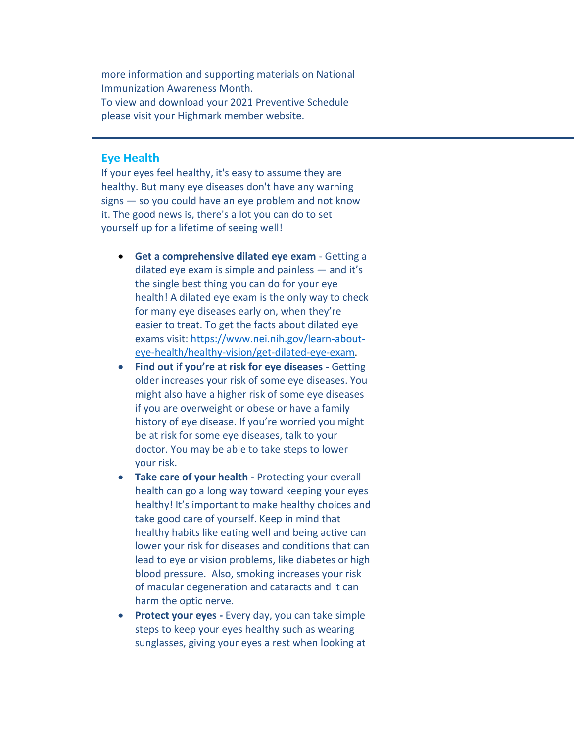more information and supporting materials on National Immunization Awareness Month.
To view and download your 2021 Preventive Schedule please visit your Highmark member website.

---

## Eye Health

If your eyes feel healthy, it's easy to assume they are healthy. But many eye diseases don't have any warning signs — so you could have an eye problem and not know it. The good news is, there's a lot you can do to set yourself up for a lifetime of seeing well!

- **Get a comprehensive dilated eye exam** - Getting a dilated eye exam is simple and painless — and it's the single best thing you can do for your eye health! A dilated eye exam is the only way to check for many eye diseases early on, when they're easier to treat. To get the facts about dilated eye exams visit: [https://www.nei.nih.gov/learn-about-eye-health/healthy-vision/get-dilated-eye-exam](https://www.nei.nih.gov/learn-about-eye-health/healthy-vision/get-dilated-eye-exam).
- **Find out if you're at risk for eye diseases -** Getting older increases your risk of some eye diseases. You might also have a higher risk of some eye diseases if you are overweight or obese or have a family history of eye disease. If you're worried you might be at risk for some eye diseases, talk to your doctor. You may be able to take steps to lower your risk.
- **Take care of your health -** Protecting your overall health can go a long way toward keeping your eyes healthy! It's important to make healthy choices and take good care of yourself. Keep in mind that healthy habits like eating well and being active can lower your risk for diseases and conditions that can lead to eye or vision problems, like diabetes or high blood pressure. Also, smoking increases your risk of macular degeneration and cataracts and it can harm the optic nerve.
- **Protect your eyes -** Every day, you can take simple steps to keep your eyes healthy such as wearing sunglasses, giving your eyes a rest when looking at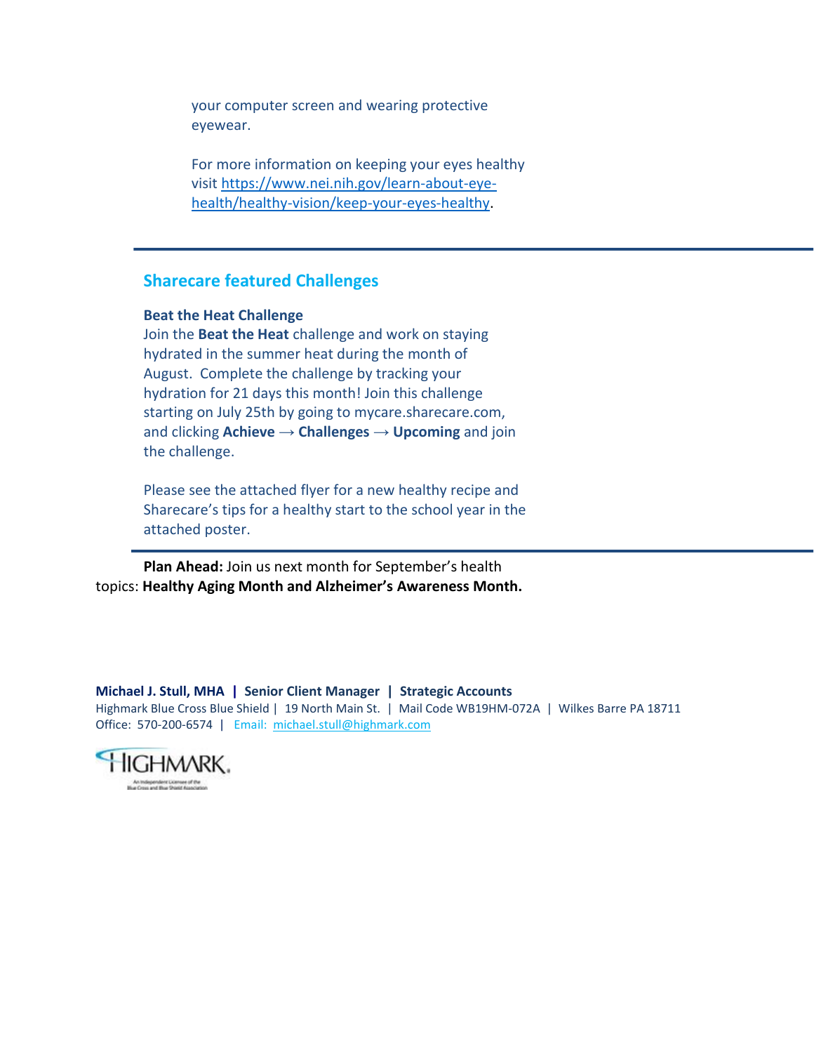your computer screen and wearing protective eyewear.

For more information on keeping your eyes healthy visit https://www.nei.nih.gov/learn-about-eye-health/healthy-vision/keep-your-eyes-healthy.

---

## Sharecare featured Challenges

**Beat the Heat Challenge**

Join the **Beat the Heat** challenge and work on staying hydrated in the summer heat during the month of August. Complete the challenge by tracking your hydration for 21 days this month! Join this challenge starting on July 25th by going to mycare.sharecare.com, and clicking **Achieve** → **Challenges** → **Upcoming** and join the challenge.

Please see the attached flyer for a new healthy recipe and Sharecare's tips for a healthy start to the school year in the attached poster.

---

**Plan Ahead:** Join us next month for September's health topics: **Healthy Aging Month and Alzheimer's Awareness Month.**

**Michael J. Stull, MHA | Senior Client Manager | Strategic Accounts**
Highmark Blue Cross Blue Shield | 19 North Main St. | Mail Code WB19HM-072A | Wilkes Barre PA 18711
Office: 570-200-6574 | Email: michael.stull@highmark.com

HIGHMARK.
An Independent Licensee of the Blue Cross and Blue Shield Association